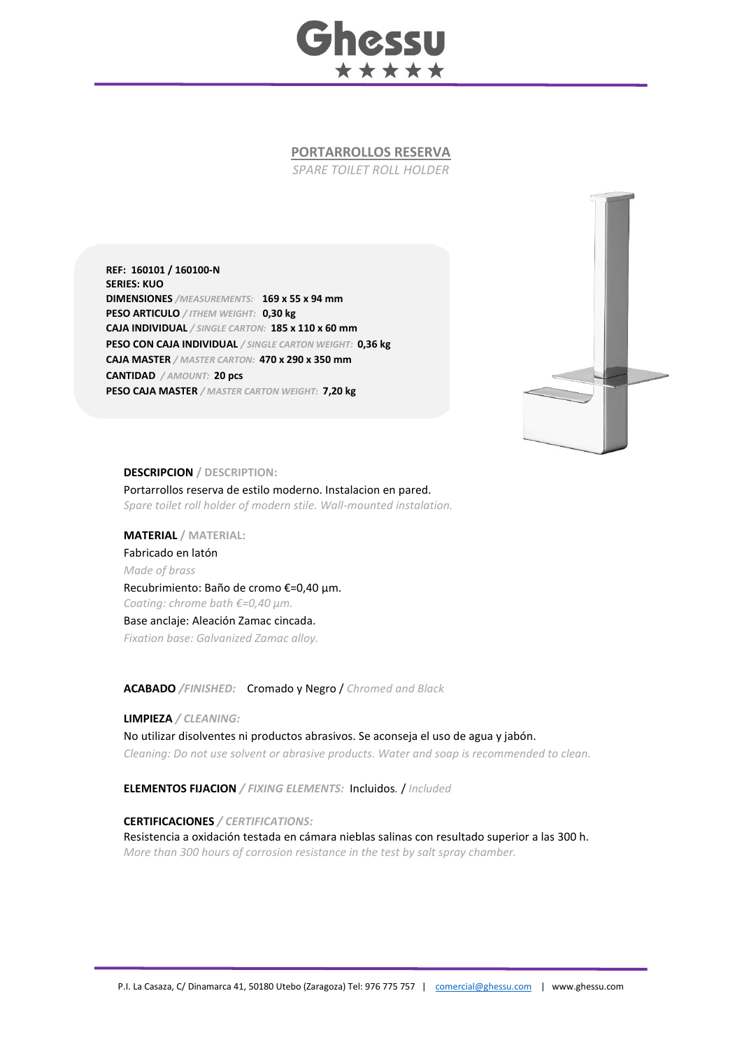Ghessu
★★★★★

## PORTARROLLOS RESERVA

*SPARE TOILET ROLL HOLDER*

**REF: 160101 / 160100-N**
**SERIES: KUO**
**DIMENSIONES** */MEASUREMENTS:* **169 x 55 x 94 mm**
**PESO ARTICULO** */ ITHEM WEIGHT:* **0,30 kg**
**CAJA INDIVIDUAL** */ SINGLE CARTON:* **185 x 110 x 60 mm**
**PESO CON CAJA INDIVIDUAL** */ SINGLE CARTON WEIGHT:* **0,36 kg**
**CAJA MASTER** */ MASTER CARTON:* **470 x 290 x 350 mm**
**CANTIDAD** */ AMOUNT:* **20 pcs**
**PESO CAJA MASTER** */ MASTER CARTON WEIGHT:* **7,20 kg**

**DESCRIPCION** / **DESCRIPTION:**

Portarrollos reserva de estilo moderno. Instalacion en pared.
*Spare toilet roll holder of modern stile. Wall-mounted instalation.*

**MATERIAL** / **MATERIAL:**

Fabricado en latón
*Made of brass*
Recubrimiento: Baño de cromo €=0,40 µm.
*Coating: chrome bath €=0,40 µm.*
Base anclaje: Aleación Zamac cincada.
*Fixation base: Galvanized Zamac alloy.*

**ACABADO** */FINISHED:* Cromado y Negro / *Chromed and Black*

**LIMPIEZA** */ CLEANING:*

No utilizar disolventes ni productos abrasivos. Se aconseja el uso de agua y jabón.
*Cleaning: Do not use solvent or abrasive products. Water and soap is recommended to clean.*

**ELEMENTOS FIJACION** */ FIXING ELEMENTS:* Incluidos. / *Included*

**CERTIFICACIONES** */ CERTIFICATIONS:*

Resistencia a oxidación testada en cámara nieblas salinas con resultado superior a las 300 h.
*More than 300 hours of corrosion resistance in the test by salt spray chamber.*

P.I. La Casaza, C/ Dinamarca 41, 50180 Utebo (Zaragoza) Tel: 976 775 757 | comercial@ghessu.com | www.ghessu.com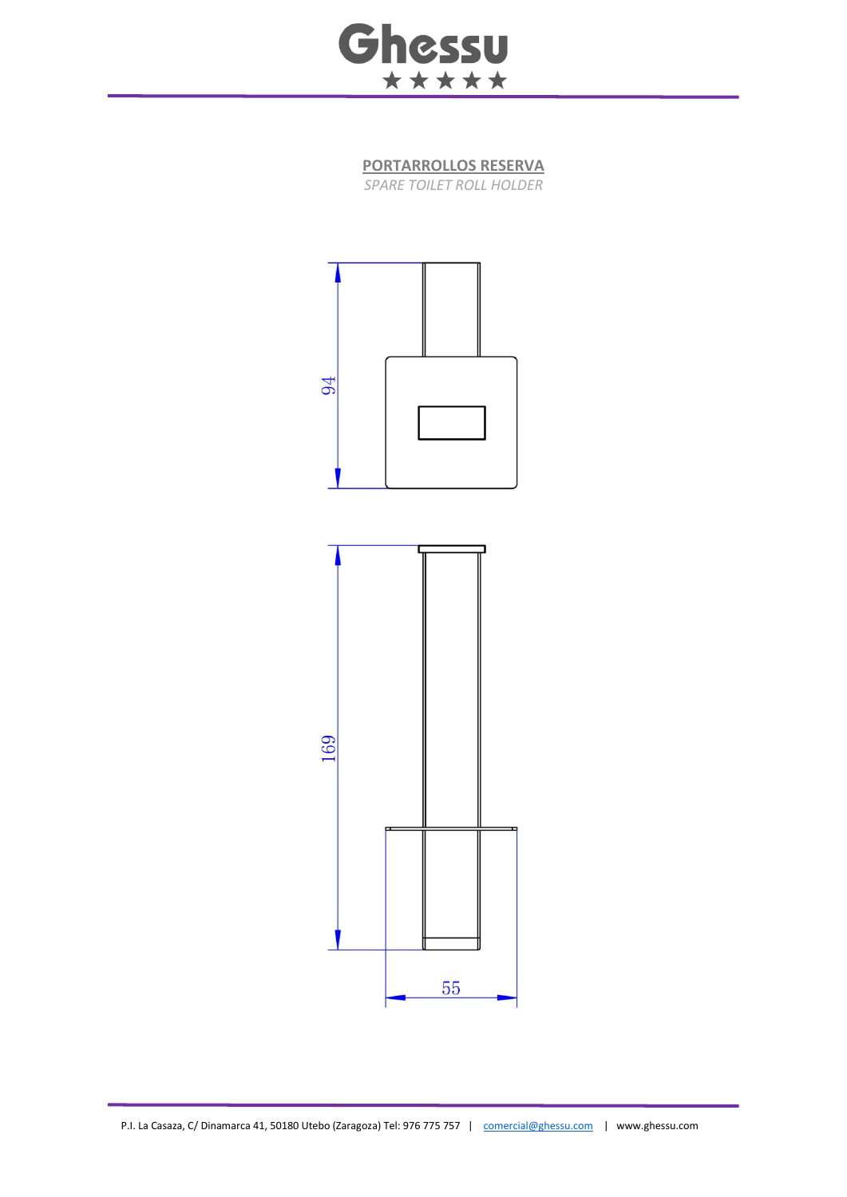**PORTARROLLOS RESERVA**

*SPARE TOILET ROLL HOLDER*

94

169

55